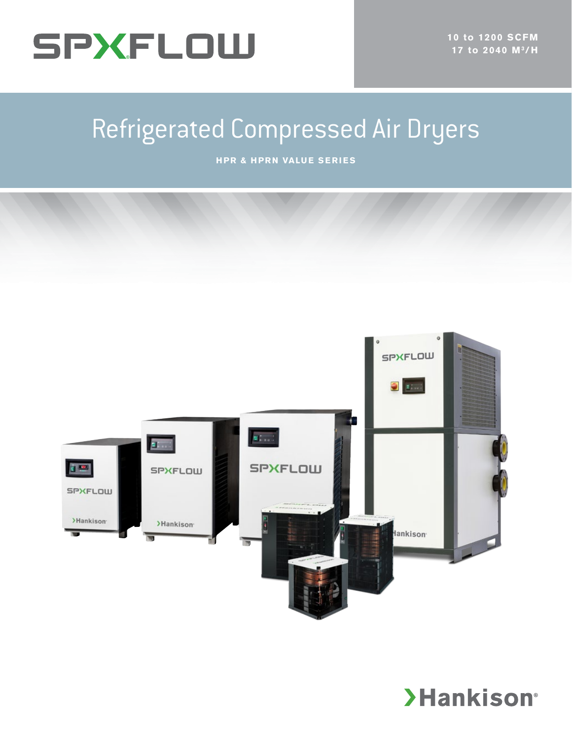SPXFLOW

10 to 1200 SCFM
17 to 2040 M³/H

# Refrigerated Compressed Air Dryers

**HPR & HPRN VALUE SERIES**

Hankison®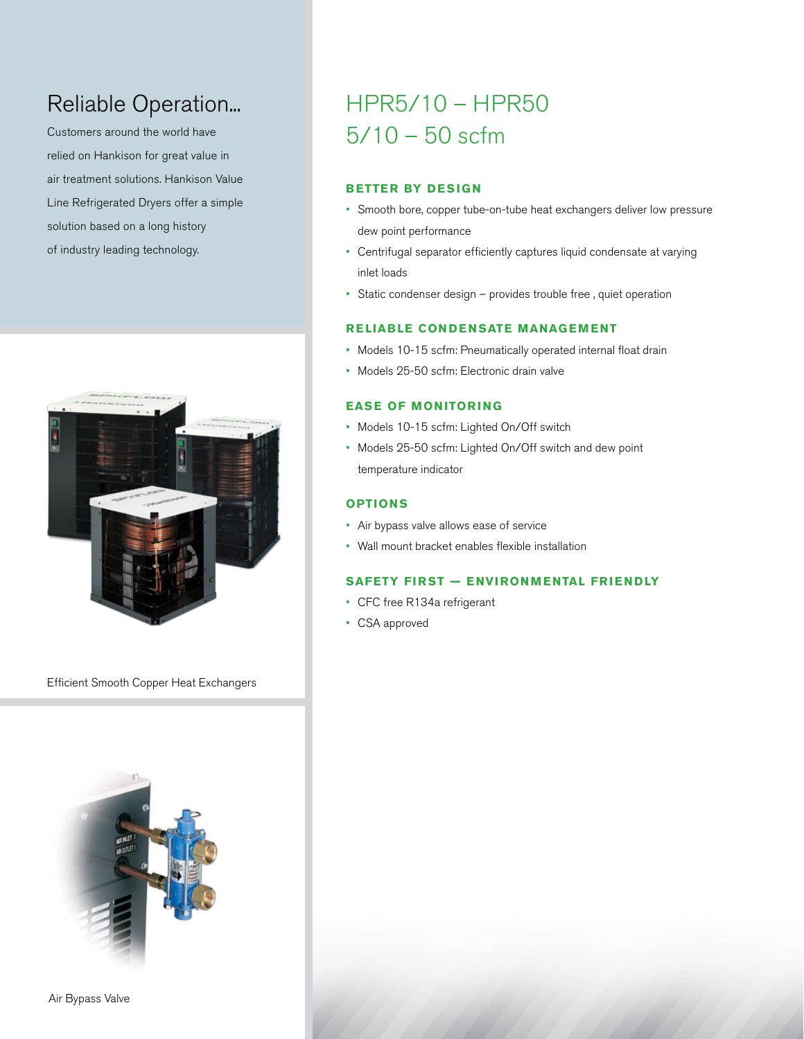## Reliable Operation...

Customers around the world have relied on Hankison for great value in air treatment solutions. Hankison Value Line Refrigerated Dryers offer a simple solution based on a long history of industry leading technology.

Efficient Smooth Copper Heat Exchangers

Air Bypass Valve

# HPR5/10 – HPR50
# 5/10 – 50 scfm

### BETTER BY DESIGN

- Smooth bore, copper tube-on-tube heat exchangers deliver low pressure dew point performance
- Centrifugal separator efficiently captures liquid condensate at varying inlet loads
- Static condenser design – provides trouble free , quiet operation

### RELIABLE CONDENSATE MANAGEMENT

- Models 10-15 scfm: Pneumatically operated internal float drain
- Models 25-50 scfm: Electronic drain valve

### EASE OF MONITORING

- Models 10-15 scfm: Lighted On/Off switch
- Models 25-50 scfm: Lighted On/Off switch and dew point temperature indicator

### OPTIONS

- Air bypass valve allows ease of service
- Wall mount bracket enables flexible installation

### SAFETY FIRST — ENVIRONMENTAL FRIENDLY

- CFC free R134a refrigerant
- CSA approved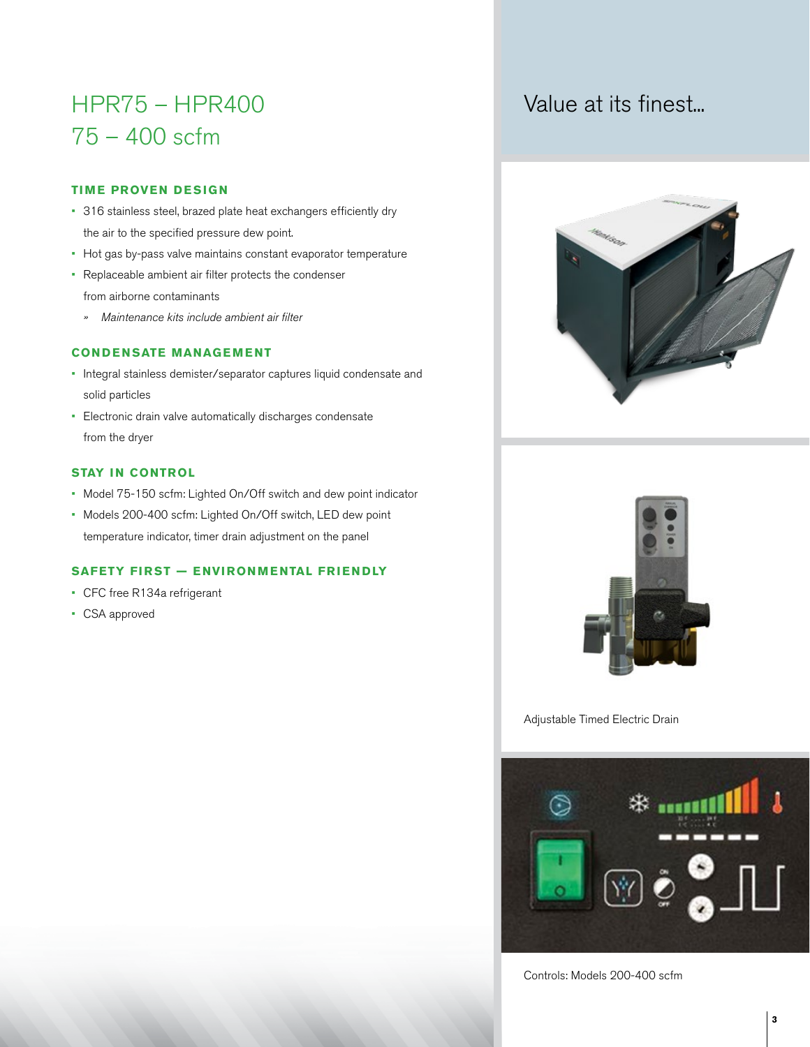# HPR75 – HPR400
# 75 – 400 scfm

### TIME PROVEN DESIGN

- 316 stainless steel, brazed plate heat exchangers efficiently dry the air to the specified pressure dew point.
- Hot gas by-pass valve maintains constant evaporator temperature
- Replaceable ambient air filter protects the condenser from airborne contaminants
  - » *Maintenance kits include ambient air filter*

### CONDENSATE MANAGEMENT

- Integral stainless demister/separator captures liquid condensate and solid particles
- Electronic drain valve automatically discharges condensate from the dryer

### STAY IN CONTROL

- Model 75-150 scfm: Lighted On/Off switch and dew point indicator
- Models 200-400 scfm: Lighted On/Off switch, LED dew point temperature indicator, timer drain adjustment on the panel

### SAFETY FIRST — ENVIRONMENTAL FRIENDLY

- CFC free R134a refrigerant
- CSA approved

## Value at its finest...

Adjustable Timed Electric Drain

Controls: Models 200-400 scfm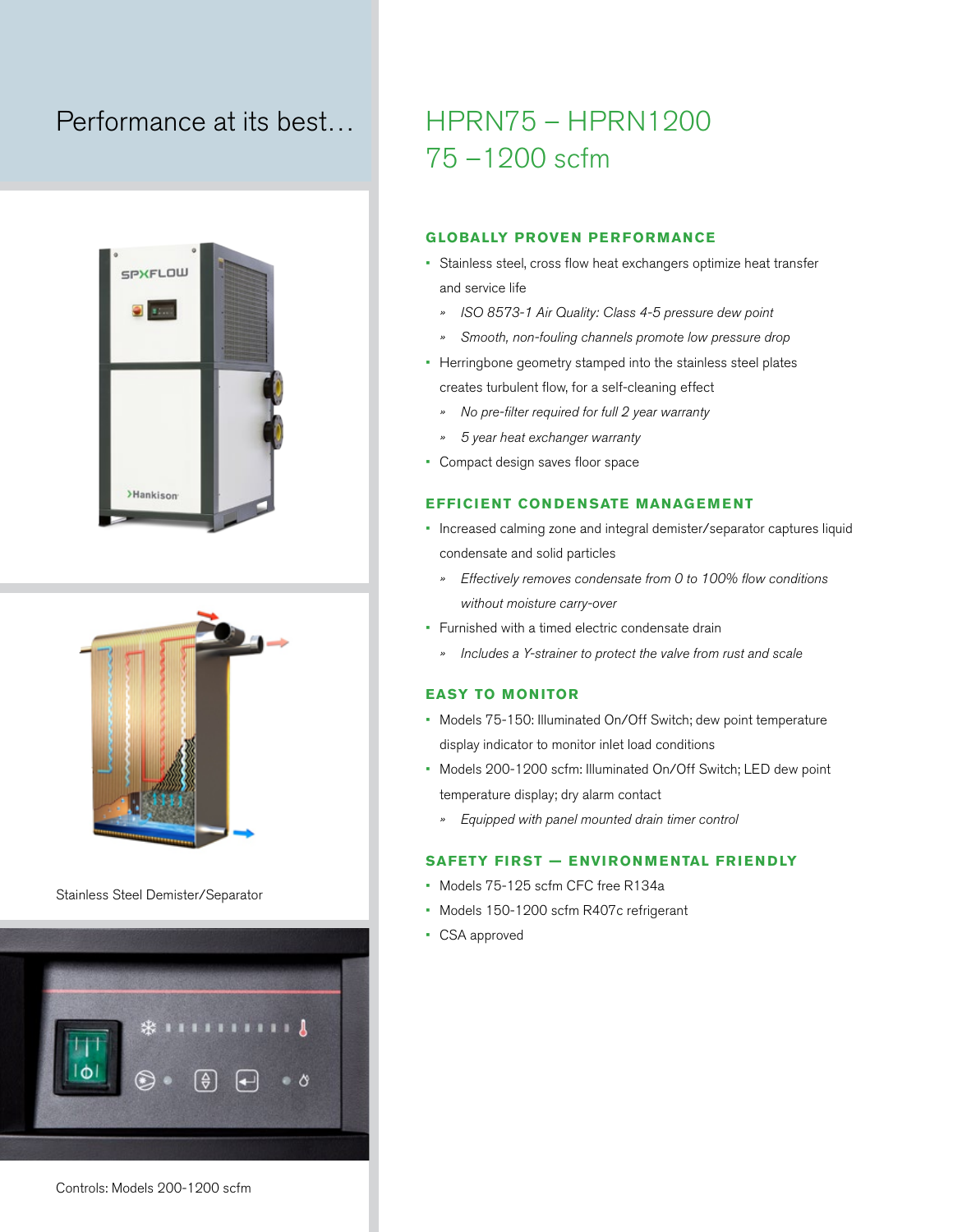Performance at its best…

Stainless Steel Demister/Separator

Controls: Models 200-1200 scfm

# HPRN75 – HPRN1200
# 75 –1200 scfm

## GLOBALLY PROVEN PERFORMANCE

- Stainless steel, cross flow heat exchangers optimize heat transfer and service life
  - *ISO 8573-1 Air Quality: Class 4-5 pressure dew point*
  - *Smooth, non-fouling channels promote low pressure drop*
- Herringbone geometry stamped into the stainless steel plates creates turbulent flow, for a self-cleaning effect
  - *No pre-filter required for full 2 year warranty*
  - *5 year heat exchanger warranty*
- Compact design saves floor space

## EFFICIENT CONDENSATE MANAGEMENT

- Increased calming zone and integral demister/separator captures liquid condensate and solid particles
  - *Effectively removes condensate from 0 to 100% flow conditions without moisture carry-over*
- Furnished with a timed electric condensate drain
  - *Includes a Y-strainer to protect the valve from rust and scale*

## EASY TO MONITOR

- Models 75-150: Illuminated On/Off Switch; dew point temperature display indicator to monitor inlet load conditions
- Models 200-1200 scfm: Illuminated On/Off Switch; LED dew point temperature display; dry alarm contact
  - *Equipped with panel mounted drain timer control*

## SAFETY FIRST — ENVIRONMENTAL FRIENDLY

- Models 75-125 scfm CFC free R134a
- Models 150-1200 scfm R407c refrigerant
- CSA approved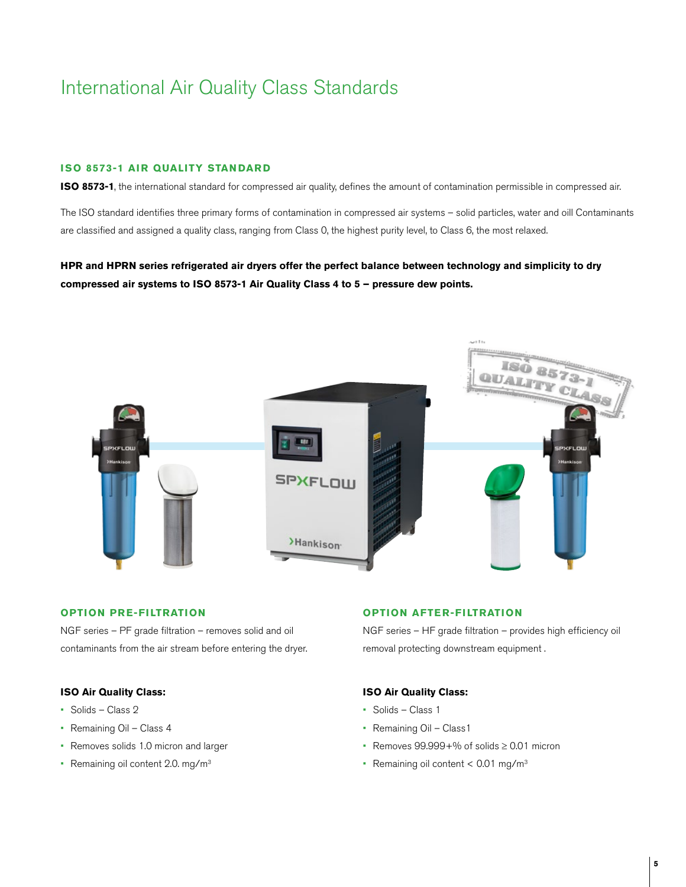# International Air Quality Class Standards

## ISO 8573-1 AIR QUALITY STANDARD

**ISO 8573-1**, the international standard for compressed air quality, defines the amount of contamination permissible in compressed air.

The ISO standard identifies three primary forms of contamination in compressed air systems – solid particles, water and oill Contaminants are classified and assigned a quality class, ranging from Class 0, the highest purity level, to Class 6, the most relaxed.

**HPR and HPRN series refrigerated air dryers offer the perfect balance between technology and simplicity to dry compressed air systems to ISO 8573-1 Air Quality Class 4 to 5 – pressure dew points.**

## OPTION PRE-FILTRATION

NGF series – PF grade filtration – removes solid and oil contaminants from the air stream before entering the dryer.

**ISO Air Quality Class:**

- Solids – Class 2
- Remaining Oil – Class 4
- Removes solids 1.0 micron and larger
- Remaining oil content 2.0. mg/m$^3$

## OPTION AFTER-FILTRATION

NGF series – HF grade filtration – provides high efficiency oil removal protecting downstream equipment .

**ISO Air Quality Class:**

- Solids – Class 1
- Remaining Oil – Class1
- Removes 99.999+% of solids ≥ 0.01 micron
- Remaining oil content < 0.01 mg/m$^3$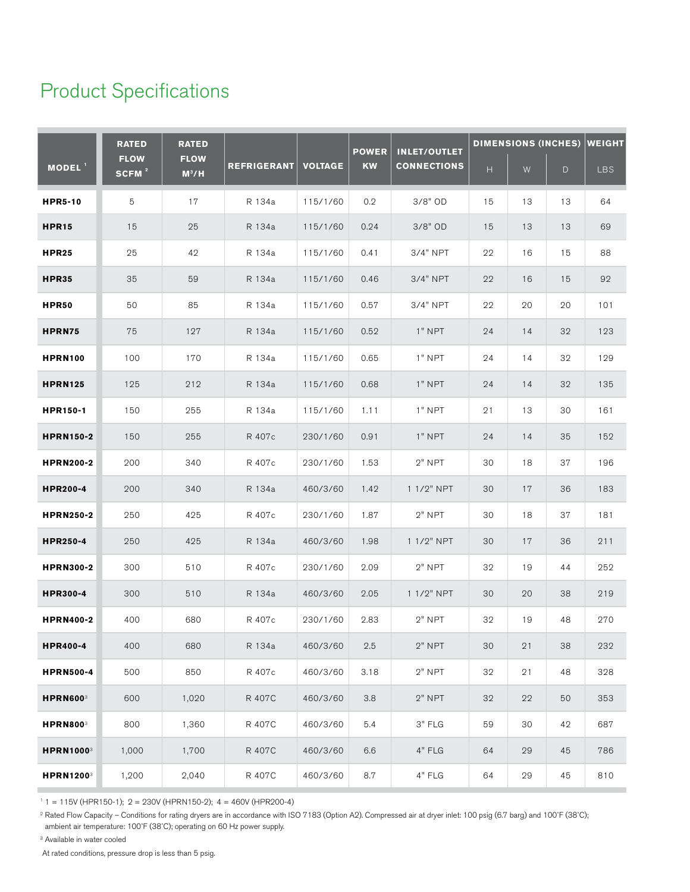## Product Specifications

| MODEL [1] | RATED FLOW SCFM [2] | RATED FLOW $M^3/H$ | REFRIGERANT | VOLTAGE | POWER KW | INLET/OUTLET CONNECTIONS | DIMENSIONS (INCHES) | | | WEIGHT |
|---|---|---|---|---|---|---|---|---|---|---|
| | | | | | | | H | W | D | LBS |
| **HPR5-10** | 5 | 17 | R 134a | 115/1/60 | 0.2 | 3/8" OD | 15 | 13 | 13 | 64 |
| **HPR15** | 15 | 25 | R 134a | 115/1/60 | 0.24 | 3/8" OD | 15 | 13 | 13 | 69 |
| **HPR25** | 25 | 42 | R 134a | 115/1/60 | 0.41 | 3/4" NPT | 22 | 16 | 15 | 88 |
| **HPR35** | 35 | 59 | R 134a | 115/1/60 | 0.46 | 3/4" NPT | 22 | 16 | 15 | 92 |
| **HPR50** | 50 | 85 | R 134a | 115/1/60 | 0.57 | 3/4" NPT | 22 | 20 | 20 | 101 |
| **HPRN75** | 75 | 127 | R 134a | 115/1/60 | 0.52 | 1" NPT | 24 | 14 | 32 | 123 |
| **HPRN100** | 100 | 170 | R 134a | 115/1/60 | 0.65 | 1" NPT | 24 | 14 | 32 | 129 |
| **HPRN125** | 125 | 212 | R 134a | 115/1/60 | 0.68 | 1" NPT | 24 | 14 | 32 | 135 |
| **HPR150-1** | 150 | 255 | R 134a | 115/1/60 | 1.11 | 1" NPT | 21 | 13 | 30 | 161 |
| **HPRN150-2** | 150 | 255 | R 407c | 230/1/60 | 0.91 | 1" NPT | 24 | 14 | 35 | 152 |
| **HPRN200-2** | 200 | 340 | R 407c | 230/1/60 | 1.53 | 2" NPT | 30 | 18 | 37 | 196 |
| **HPR200-4** | 200 | 340 | R 134a | 460/3/60 | 1.42 | 1 1/2" NPT | 30 | 17 | 36 | 183 |
| **HPRN250-2** | 250 | 425 | R 407c | 230/1/60 | 1.87 | 2" NPT | 30 | 18 | 37 | 181 |
| **HPR250-4** | 250 | 425 | R 134a | 460/3/60 | 1.98 | 1 1/2" NPT | 30 | 17 | 36 | 211 |
| **HPRN300-2** | 300 | 510 | R 407c | 230/1/60 | 2.09 | 2" NPT | 32 | 19 | 44 | 252 |
| **HPR300-4** | 300 | 510 | R 134a | 460/3/60 | 2.05 | 1 1/2" NPT | 30 | 20 | 38 | 219 |
| **HPRN400-2** | 400 | 680 | R 407c | 230/1/60 | 2.83 | 2" NPT | 32 | 19 | 48 | 270 |
| **HPR400-4** | 400 | 680 | R 134a | 460/3/60 | 2.5 | 2" NPT | 30 | 21 | 38 | 232 |
| **HPRN500-4** | 500 | 850 | R 407c | 460/3/60 | 3.18 | 2" NPT | 32 | 21 | 48 | 328 |
| **HPRN600**[3] | 600 | 1,020 | R 407C | 460/3/60 | 3.8 | 2" NPT | 32 | 22 | 50 | 353 |
| **HPRN800**[3] | 800 | 1,360 | R 407C | 460/3/60 | 5.4 | 3" FLG | 59 | 30 | 42 | 687 |
| **HPRN1000**[3] | 1,000 | 1,700 | R 407C | 460/3/60 | 6.6 | 4" FLG | 64 | 29 | 45 | 786 |
| **HPRN1200**[3] | 1,200 | 2,040 | R 407C | 460/3/60 | 8.7 | 4" FLG | 64 | 29 | 45 | 810 |

[1] 1 = 115V (HPR150-1); 2 = 230V (HPRN150-2); 4 = 460V (HPR200-4)

[2] Rated Flow Capacity – Conditions for rating dryers are in accordance with ISO 7183 (Option A2). Compressed air at dryer inlet: 100 psig (6.7 barg) and 100°F (38°C); ambient air temperature: 100°F (38°C); operating on 60 Hz power supply.

[3] Available in water cooled

At rated conditions, pressure drop is less than 5 psig.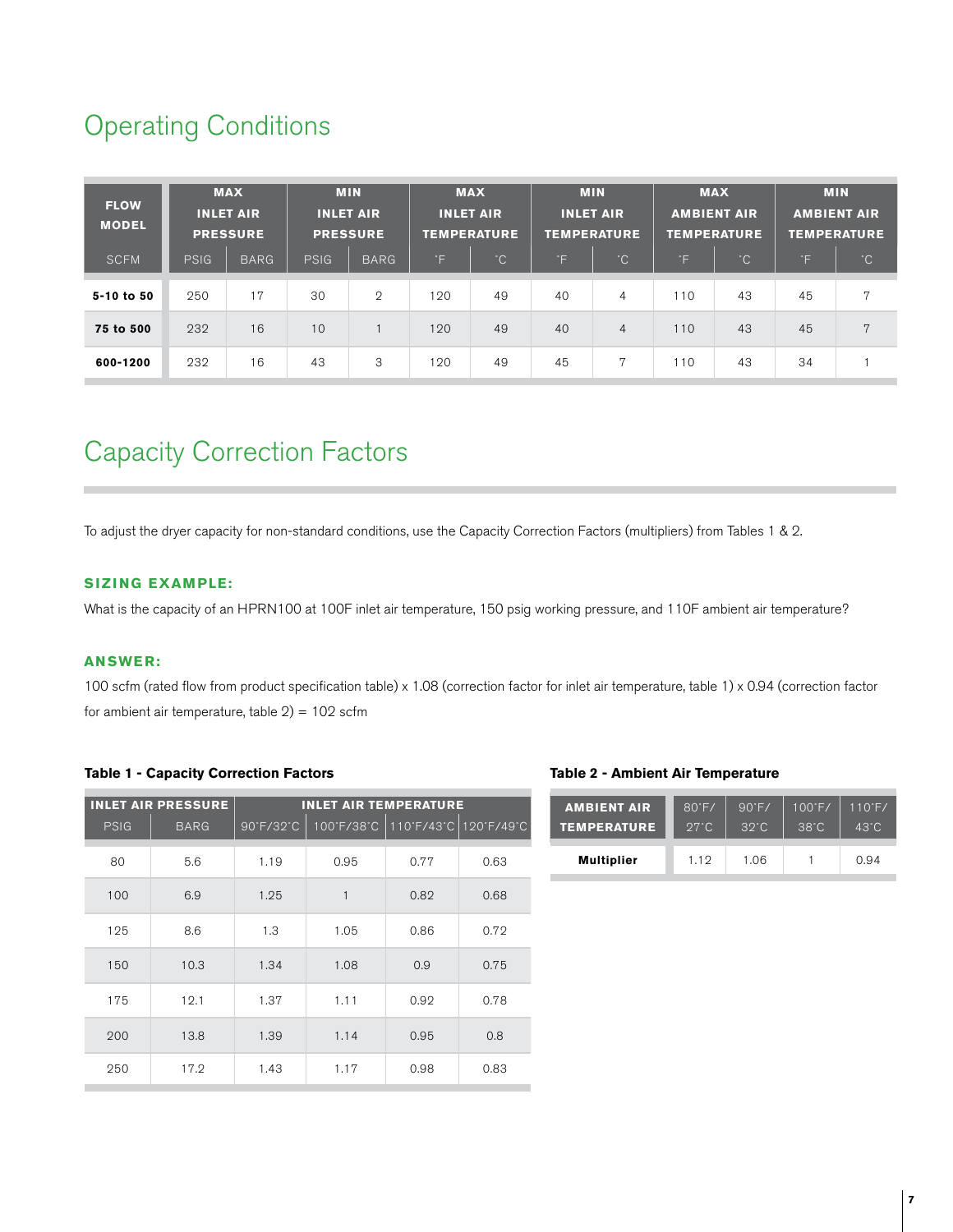## Operating Conditions

| FLOW MODEL | MAX INLET AIR PRESSURE | | MIN INLET AIR PRESSURE | | MAX INLET AIR TEMPERATURE | | MIN INLET AIR TEMPERATURE | | MAX AMBIENT AIR TEMPERATURE | | MIN AMBIENT AIR TEMPERATURE | |
|---|---|---|---|---|---|---|---|---|---|---|---|---|
| SCFM | PSIG | BARG | PSIG | BARG | °F | °C | °F | °C | °F | °C | °F | °C |
| **5-10 to 50** | 250 | 17 | 30 | 2 | 120 | 49 | 40 | 4 | 110 | 43 | 45 | 7 |
| **75 to 500** | 232 | 16 | 10 | 1 | 120 | 49 | 40 | 4 | 110 | 43 | 45 | 7 |
| **600-1200** | 232 | 16 | 43 | 3 | 120 | 49 | 45 | 7 | 110 | 43 | 34 | 1 |

## Capacity Correction Factors

To adjust the dryer capacity for non-standard conditions, use the Capacity Correction Factors (multipliers) from Tables 1 & 2.

### SIZING EXAMPLE:

What is the capacity of an HPRN100 at 100F inlet air temperature, 150 psig working pressure, and 110F ambient air temperature?

### ANSWER:

100 scfm (rated flow from product specification table) x 1.08 (correction factor for inlet air temperature, table 1) x 0.94 (correction factor for ambient air temperature, table 2) = 102 scfm

**Table 1 - Capacity Correction Factors**

| INLET AIR PRESSURE | | INLET AIR TEMPERATURE | | | |
|---|---|---|---|---|---|
| PSIG | BARG | 90°F/32°C | 100°F/38°C | 110°F/43°C | 120°F/49°C |
| 80 | 5.6 | 1.19 | 0.95 | 0.77 | 0.63 |
| 100 | 6.9 | 1.25 | 1 | 0.82 | 0.68 |
| 125 | 8.6 | 1.3 | 1.05 | 0.86 | 0.72 |
| 150 | 10.3 | 1.34 | 1.08 | 0.9 | 0.75 |
| 175 | 12.1 | 1.37 | 1.11 | 0.92 | 0.78 |
| 200 | 13.8 | 1.39 | 1.14 | 0.95 | 0.8 |
| 250 | 17.2 | 1.43 | 1.17 | 0.98 | 0.83 |

**Table 2 - Ambient Air Temperature**

| AMBIENT AIR TEMPERATURE | 80°F/ 27°C | 90°F/ 32°C | 100°F/ 38°C | 110°F/ 43°C |
|---|---|---|---|---|
| **Multiplier** | 1.12 | 1.06 | 1 | 0.94 |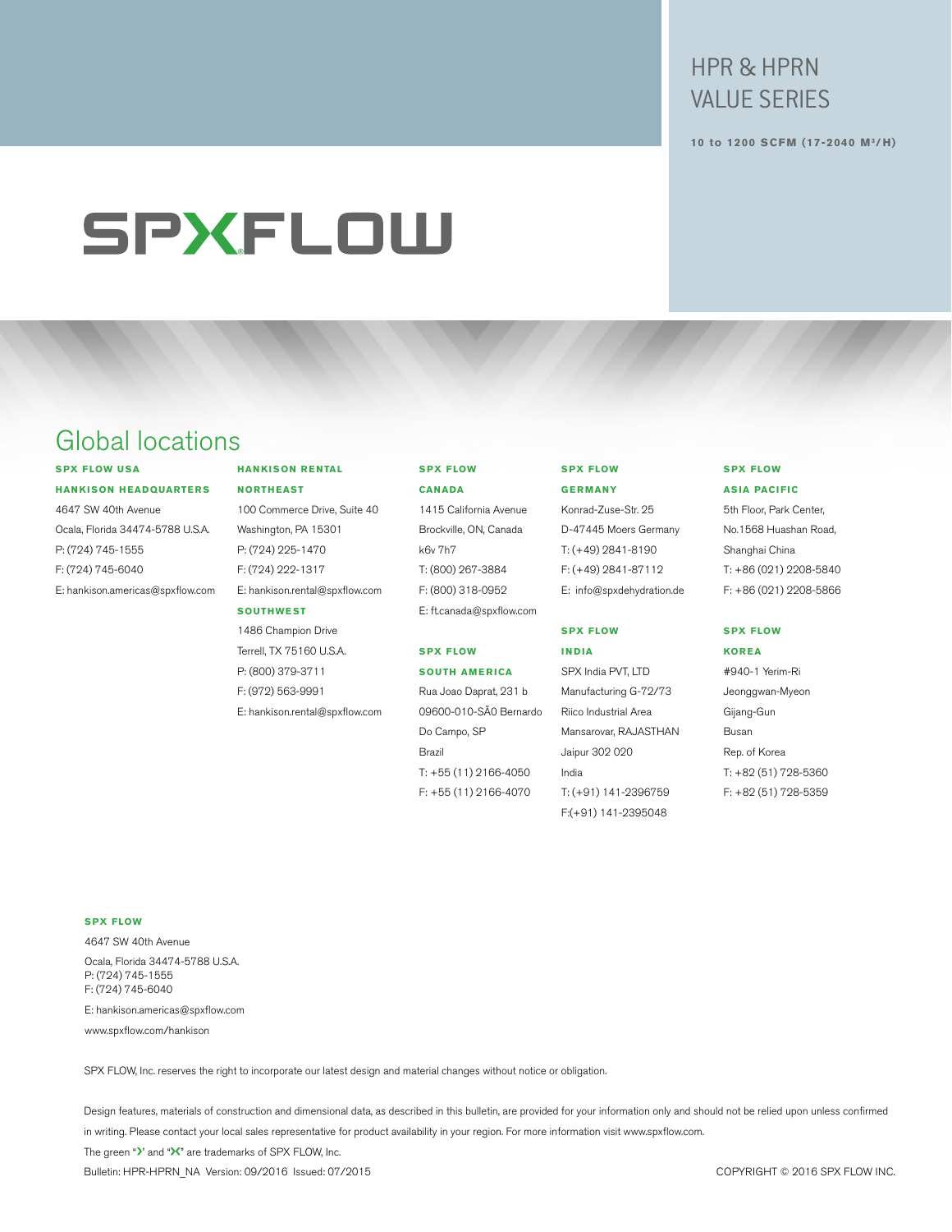# HPR & HPRN VALUE SERIES

**10 to 1200 SCFM (17-2040 M³/H)**

SPXFLOW

## Global locations

**SPX FLOW USA**
**HANKISON HEADQUARTERS**
4647 SW 40th Avenue
Ocala, Florida 34474-5788 U.S.A.
P: (724) 745-1555
F: (724) 745-6040
E: hankison.americas@spxflow.com

**HANKISON RENTAL**
**NORTHEAST**
100 Commerce Drive, Suite 40
Washington, PA 15301
P: (724) 225-1470
F: (724) 222-1317
E: hankison.rental@spxflow.com

**SOUTHWEST**
1486 Champion Drive
Terrell, TX 75160 U.S.A.
P: (800) 379-3711
F: (972) 563-9991
E: hankison.rental@spxflow.com

**SPX FLOW**
**CANADA**
1415 California Avenue
Brockville, ON, Canada
k6v 7h7
T: (800) 267-3884
F: (800) 318-0952
E: ft.canada@spxflow.com

**SPX FLOW**
**SOUTH AMERICA**
Rua Joao Daprat, 231 b
09600-010-SÃO Bernardo
Do Campo, SP
Brazil
T: +55 (11) 2166-4050
F: +55 (11) 2166-4070

**SPX FLOW**
**GERMANY**
Konrad-Zuse-Str. 25
D-47445 Moers Germany
T: (+49) 2841-8190
F: (+49) 2841-87112
E: info@spxdehydration.de

**SPX FLOW**
**INDIA**
SPX India PVT, LTD
Manufacturing G-72/73
Riico Industrial Area
Mansarovar, RAJASTHAN
Jaipur 302 020
India
T: (+91) 141-2396759
F:(+91) 141-2395048

**SPX FLOW**
**ASIA PACIFIC**
5th Floor, Park Center,
No.1568 Huashan Road,
Shanghai China
T: +86 (021) 2208-5840
F: +86 (021) 2208-5866

**SPX FLOW**
**KOREA**
#940-1 Yerim-Ri
Jeonggwan-Myeon
Gijang-Gun
Busan
Rep. of Korea
T: +82 (51) 728-5360
F: +82 (51) 728-5359

**SPX FLOW**
4647 SW 40th Avenue
Ocala, Florida 34474-5788 U.S.A.
P: (724) 745-1555
F: (724) 745-6040
E: hankison.americas@spxflow.com
www.spxflow.com/hankison

SPX FLOW, Inc. reserves the right to incorporate our latest design and material changes without notice or obligation.

Design features, materials of construction and dimensional data, as described in this bulletin, are provided for your information only and should not be relied upon unless confirmed in writing. Please contact your local sales representative for product availability in your region. For more information visit www.spxflow.com.

The green "›" and "X" are trademarks of SPX FLOW, Inc.

Bulletin: HPR-HPRN_NA Version: 09/2016 Issued: 07/2015

COPYRIGHT © 2016 SPX FLOW INC.